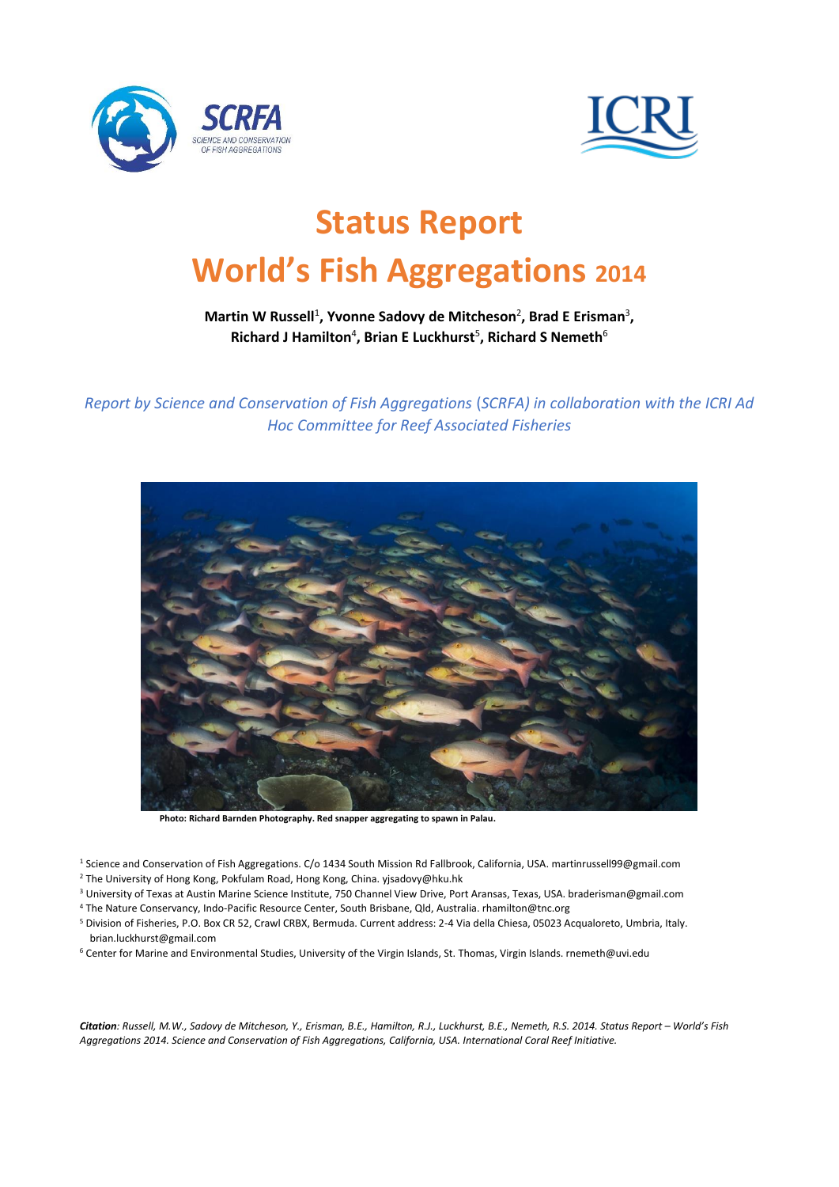# Status Report

# World's Fish Aggregations 2014

**Martin W Russell**[1], **Yvonne Sadovy de Mitcheson**[2], **Brad E Erisman**[3], **Richard J Hamilton**[4], **Brian E Luckhurst**[5], **Richard S Nemeth**[6]

*Report by Science and Conservation of Fish Aggregations (SCRFA) in collaboration with the ICRI Ad Hoc Committee for Reef Associated Fisheries*

**Photo: Richard Barnden Photography. Red snapper aggregating to spawn in Palau.**

[1] Science and Conservation of Fish Aggregations. C/o 1434 South Mission Rd Fallbrook, California, USA. martinrussell99@gmail.com

[2] The University of Hong Kong, Pokfulam Road, Hong Kong, China. yjsadovy@hku.hk

[3] University of Texas at Austin Marine Science Institute, 750 Channel View Drive, Port Aransas, Texas, USA. braderisman@gmail.com

[4] The Nature Conservancy, Indo-Pacific Resource Center, South Brisbane, Qld, Australia. rhamilton@tnc.org

[5] Division of Fisheries, P.O. Box CR 52, Crawl CRBX, Bermuda. Current address: 2-4 Via della Chiesa, 05023 Acqualoreto, Umbria, Italy. brian.luckhurst@gmail.com

[6] Center for Marine and Environmental Studies, University of the Virgin Islands, St. Thomas, Virgin Islands. rnemeth@uvi.edu

***Citation**: Russell, M.W., Sadovy de Mitcheson, Y., Erisman, B.E., Hamilton, R.J., Luckhurst, B.E., Nemeth, R.S. 2014. Status Report – World's Fish Aggregations 2014. Science and Conservation of Fish Aggregations, California, USA. International Coral Reef Initiative.*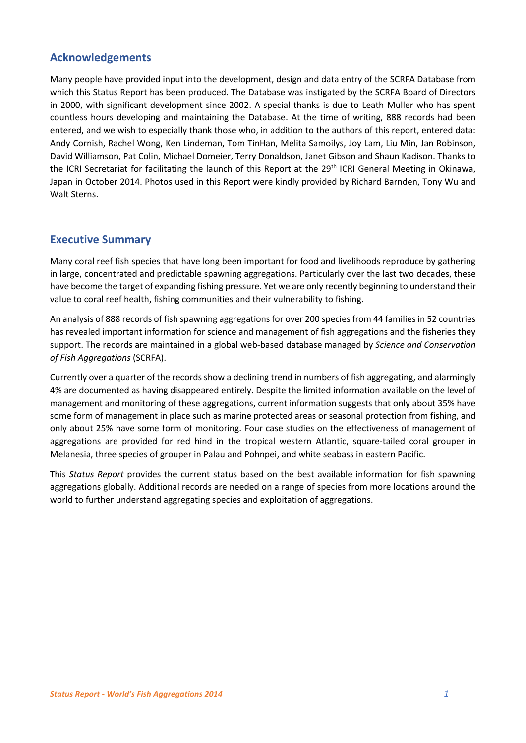## Acknowledgements

Many people have provided input into the development, design and data entry of the SCRFA Database from which this Status Report has been produced. The Database was instigated by the SCRFA Board of Directors in 2000, with significant development since 2002. A special thanks is due to Leath Muller who has spent countless hours developing and maintaining the Database. At the time of writing, 888 records had been entered, and we wish to especially thank those who, in addition to the authors of this report, entered data: Andy Cornish, Rachel Wong, Ken Lindeman, Tom TinHan, Melita Samoilys, Joy Lam, Liu Min, Jan Robinson, David Williamson, Pat Colin, Michael Domeier, Terry Donaldson, Janet Gibson and Shaun Kadison. Thanks to the ICRI Secretariat for facilitating the launch of this Report at the 29th ICRI General Meeting in Okinawa, Japan in October 2014. Photos used in this Report were kindly provided by Richard Barnden, Tony Wu and Walt Sterns.

## Executive Summary

Many coral reef fish species that have long been important for food and livelihoods reproduce by gathering in large, concentrated and predictable spawning aggregations. Particularly over the last two decades, these have become the target of expanding fishing pressure. Yet we are only recently beginning to understand their value to coral reef health, fishing communities and their vulnerability to fishing.

An analysis of 888 records of fish spawning aggregations for over 200 species from 44 families in 52 countries has revealed important information for science and management of fish aggregations and the fisheries they support. The records are maintained in a global web-based database managed by *Science and Conservation of Fish Aggregations* (SCRFA).

Currently over a quarter of the records show a declining trend in numbers of fish aggregating, and alarmingly 4% are documented as having disappeared entirely. Despite the limited information available on the level of management and monitoring of these aggregations, current information suggests that only about 35% have some form of management in place such as marine protected areas or seasonal protection from fishing, and only about 25% have some form of monitoring. Four case studies on the effectiveness of management of aggregations are provided for red hind in the tropical western Atlantic, square-tailed coral grouper in Melanesia, three species of grouper in Palau and Pohnpei, and white seabass in eastern Pacific.

This *Status Report* provides the current status based on the best available information for fish spawning aggregations globally. Additional records are needed on a range of species from more locations around the world to further understand aggregating species and exploitation of aggregations.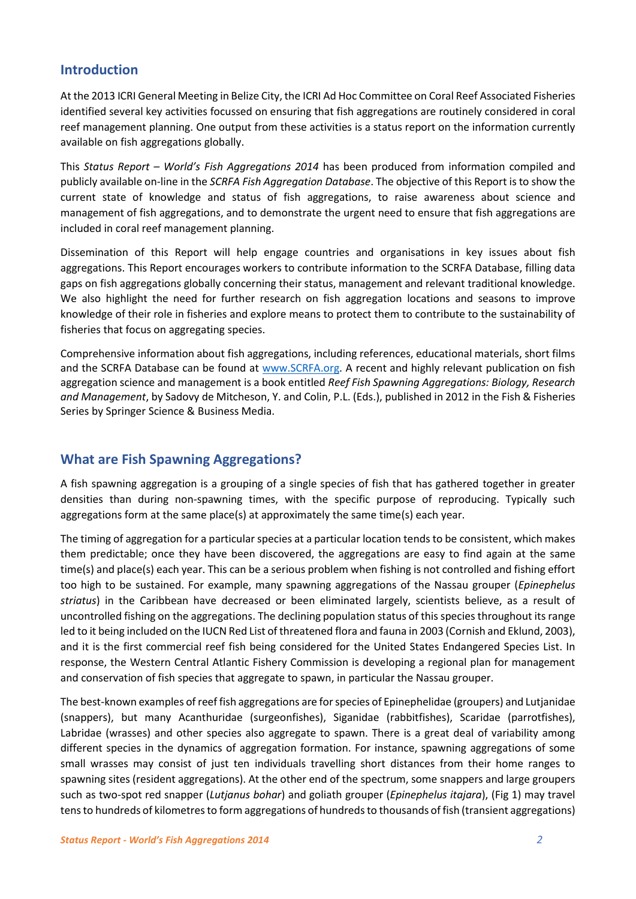## Introduction

At the 2013 ICRI General Meeting in Belize City, the ICRI Ad Hoc Committee on Coral Reef Associated Fisheries identified several key activities focussed on ensuring that fish aggregations are routinely considered in coral reef management planning. One output from these activities is a status report on the information currently available on fish aggregations globally.

This *Status Report – World's Fish Aggregations 2014* has been produced from information compiled and publicly available on-line in the *SCRFA Fish Aggregation Database*. The objective of this Report is to show the current state of knowledge and status of fish aggregations, to raise awareness about science and management of fish aggregations, and to demonstrate the urgent need to ensure that fish aggregations are included in coral reef management planning.

Dissemination of this Report will help engage countries and organisations in key issues about fish aggregations. This Report encourages workers to contribute information to the SCRFA Database, filling data gaps on fish aggregations globally concerning their status, management and relevant traditional knowledge. We also highlight the need for further research on fish aggregation locations and seasons to improve knowledge of their role in fisheries and explore means to protect them to contribute to the sustainability of fisheries that focus on aggregating species.

Comprehensive information about fish aggregations, including references, educational materials, short films and the SCRFA Database can be found at www.SCRFA.org. A recent and highly relevant publication on fish aggregation science and management is a book entitled *Reef Fish Spawning Aggregations: Biology, Research and Management*, by Sadovy de Mitcheson, Y. and Colin, P.L. (Eds.), published in 2012 in the Fish & Fisheries Series by Springer Science & Business Media.

## What are Fish Spawning Aggregations?

A fish spawning aggregation is a grouping of a single species of fish that has gathered together in greater densities than during non-spawning times, with the specific purpose of reproducing. Typically such aggregations form at the same place(s) at approximately the same time(s) each year.

The timing of aggregation for a particular species at a particular location tends to be consistent, which makes them predictable; once they have been discovered, the aggregations are easy to find again at the same time(s) and place(s) each year. This can be a serious problem when fishing is not controlled and fishing effort too high to be sustained. For example, many spawning aggregations of the Nassau grouper (*Epinephelus striatus*) in the Caribbean have decreased or been eliminated largely, scientists believe, as a result of uncontrolled fishing on the aggregations. The declining population status of this species throughout its range led to it being included on the IUCN Red List of threatened flora and fauna in 2003 (Cornish and Eklund, 2003), and it is the first commercial reef fish being considered for the United States Endangered Species List. In response, the Western Central Atlantic Fishery Commission is developing a regional plan for management and conservation of fish species that aggregate to spawn, in particular the Nassau grouper.

The best-known examples of reef fish aggregations are for species of Epinephelidae (groupers) and Lutjanidae (snappers), but many Acanthuridae (surgeonfishes), Siganidae (rabbitfishes), Scaridae (parrotfishes), Labridae (wrasses) and other species also aggregate to spawn. There is a great deal of variability among different species in the dynamics of aggregation formation. For instance, spawning aggregations of some small wrasses may consist of just ten individuals travelling short distances from their home ranges to spawning sites (resident aggregations). At the other end of the spectrum, some snappers and large groupers such as two-spot red snapper (*Lutjanus bohar*) and goliath grouper (*Epinephelus itajara*), (Fig 1) may travel tens to hundreds of kilometres to form aggregations of hundreds to thousands of fish (transient aggregations)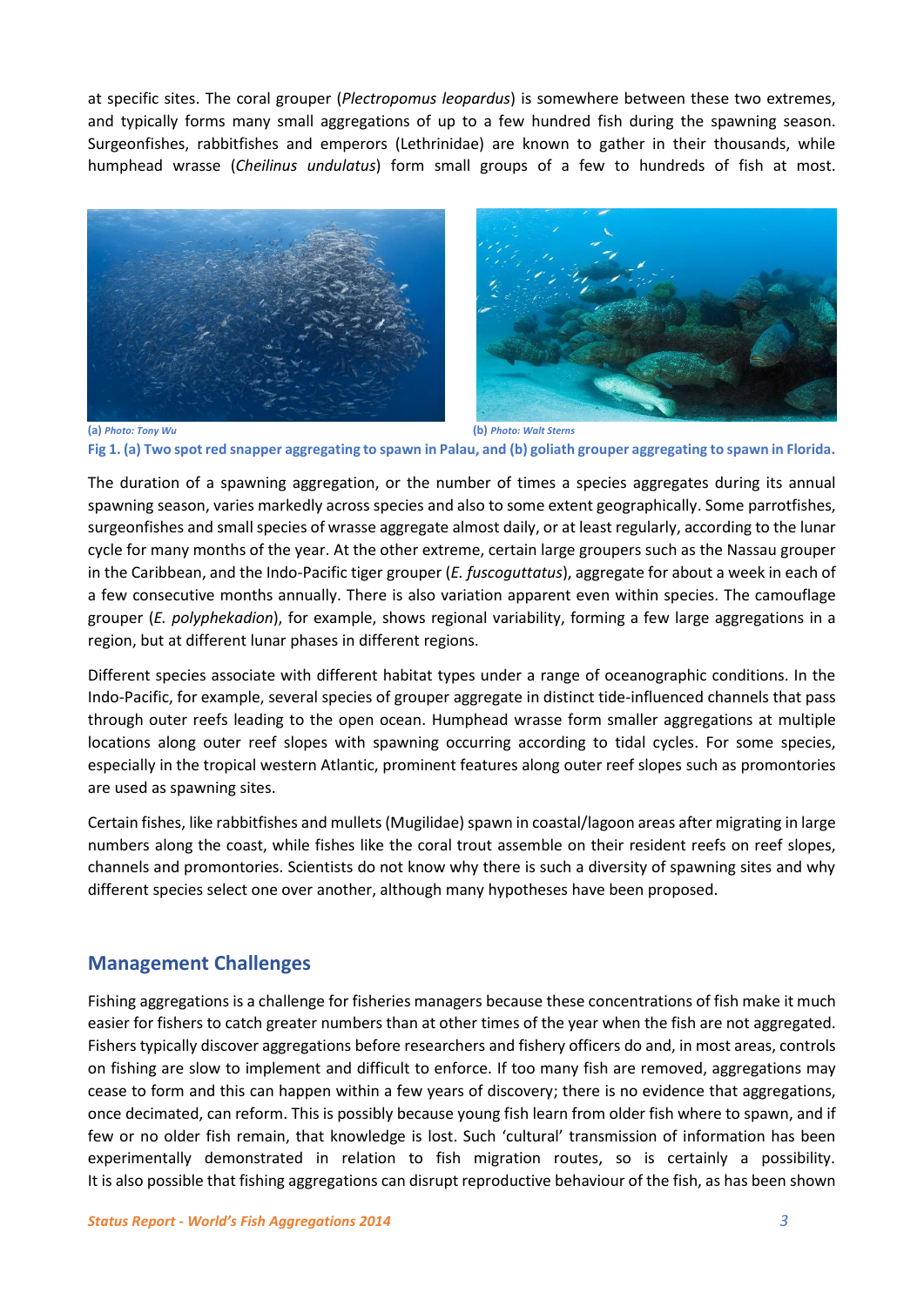at specific sites. The coral grouper (*Plectropomus leopardus*) is somewhere between these two extremes, and typically forms many small aggregations of up to a few hundred fish during the spawning season. Surgeonfishes, rabbitfishes and emperors (Lethrinidae) are known to gather in their thousands, while humphead wrasse (*Cheilinus undulatus*) form small groups of a few to hundreds of fish at most.

(a) *Photo: Tony Wu* (b) *Photo: Walt Sterns*

**Fig 1. (a) Two spot red snapper aggregating to spawn in Palau, and (b) goliath grouper aggregating to spawn in Florida.**

The duration of a spawning aggregation, or the number of times a species aggregates during its annual spawning season, varies markedly across species and also to some extent geographically. Some parrotfishes, surgeonfishes and small species of wrasse aggregate almost daily, or at least regularly, according to the lunar cycle for many months of the year. At the other extreme, certain large groupers such as the Nassau grouper in the Caribbean, and the Indo-Pacific tiger grouper (*E. fuscoguttatus*), aggregate for about a week in each of a few consecutive months annually. There is also variation apparent even within species. The camouflage grouper (*E. polyphekadion*), for example, shows regional variability, forming a few large aggregations in a region, but at different lunar phases in different regions.

Different species associate with different habitat types under a range of oceanographic conditions. In the Indo-Pacific, for example, several species of grouper aggregate in distinct tide-influenced channels that pass through outer reefs leading to the open ocean. Humphead wrasse form smaller aggregations at multiple locations along outer reef slopes with spawning occurring according to tidal cycles. For some species, especially in the tropical western Atlantic, prominent features along outer reef slopes such as promontories are used as spawning sites.

Certain fishes, like rabbitfishes and mullets (Mugilidae) spawn in coastal/lagoon areas after migrating in large numbers along the coast, while fishes like the coral trout assemble on their resident reefs on reef slopes, channels and promontories. Scientists do not know why there is such a diversity of spawning sites and why different species select one over another, although many hypotheses have been proposed.

## Management Challenges

Fishing aggregations is a challenge for fisheries managers because these concentrations of fish make it much easier for fishers to catch greater numbers than at other times of the year when the fish are not aggregated. Fishers typically discover aggregations before researchers and fishery officers do and, in most areas, controls on fishing are slow to implement and difficult to enforce. If too many fish are removed, aggregations may cease to form and this can happen within a few years of discovery; there is no evidence that aggregations, once decimated, can reform. This is possibly because young fish learn from older fish where to spawn, and if few or no older fish remain, that knowledge is lost. Such 'cultural' transmission of information has been experimentally demonstrated in relation to fish migration routes, so is certainly a possibility. It is also possible that fishing aggregations can disrupt reproductive behaviour of the fish, as has been shown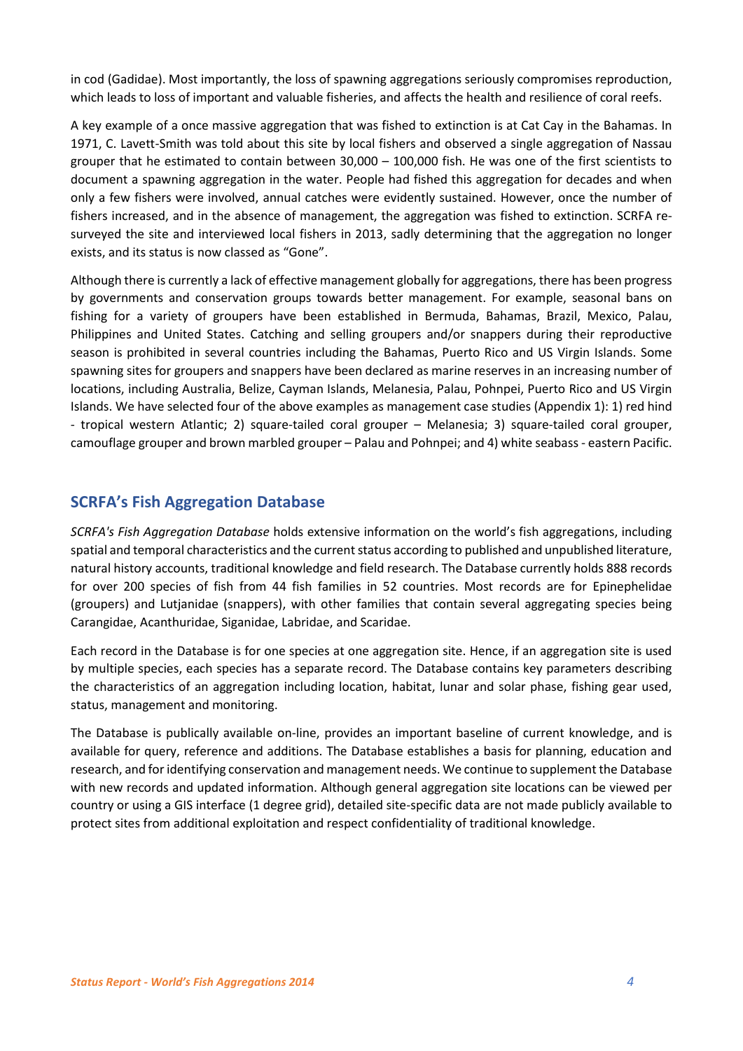in cod (Gadidae). Most importantly, the loss of spawning aggregations seriously compromises reproduction, which leads to loss of important and valuable fisheries, and affects the health and resilience of coral reefs.

A key example of a once massive aggregation that was fished to extinction is at Cat Cay in the Bahamas. In 1971, C. Lavett-Smith was told about this site by local fishers and observed a single aggregation of Nassau grouper that he estimated to contain between 30,000 – 100,000 fish. He was one of the first scientists to document a spawning aggregation in the water. People had fished this aggregation for decades and when only a few fishers were involved, annual catches were evidently sustained. However, once the number of fishers increased, and in the absence of management, the aggregation was fished to extinction. SCRFA re-surveyed the site and interviewed local fishers in 2013, sadly determining that the aggregation no longer exists, and its status is now classed as "Gone".

Although there is currently a lack of effective management globally for aggregations, there has been progress by governments and conservation groups towards better management. For example, seasonal bans on fishing for a variety of groupers have been established in Bermuda, Bahamas, Brazil, Mexico, Palau, Philippines and United States. Catching and selling groupers and/or snappers during their reproductive season is prohibited in several countries including the Bahamas, Puerto Rico and US Virgin Islands. Some spawning sites for groupers and snappers have been declared as marine reserves in an increasing number of locations, including Australia, Belize, Cayman Islands, Melanesia, Palau, Pohnpei, Puerto Rico and US Virgin Islands. We have selected four of the above examples as management case studies (Appendix 1): 1) red hind - tropical western Atlantic; 2) square-tailed coral grouper – Melanesia; 3) square-tailed coral grouper, camouflage grouper and brown marbled grouper – Palau and Pohnpei; and 4) white seabass - eastern Pacific.

## SCRFA's Fish Aggregation Database

*SCRFA's Fish Aggregation Database* holds extensive information on the world's fish aggregations, including spatial and temporal characteristics and the current status according to published and unpublished literature, natural history accounts, traditional knowledge and field research. The Database currently holds 888 records for over 200 species of fish from 44 fish families in 52 countries. Most records are for Epinephelidae (groupers) and Lutjanidae (snappers), with other families that contain several aggregating species being Carangidae, Acanthuridae, Siganidae, Labridae, and Scaridae.

Each record in the Database is for one species at one aggregation site. Hence, if an aggregation site is used by multiple species, each species has a separate record. The Database contains key parameters describing the characteristics of an aggregation including location, habitat, lunar and solar phase, fishing gear used, status, management and monitoring.

The Database is publically available on-line, provides an important baseline of current knowledge, and is available for query, reference and additions. The Database establishes a basis for planning, education and research, and for identifying conservation and management needs. We continue to supplement the Database with new records and updated information. Although general aggregation site locations can be viewed per country or using a GIS interface (1 degree grid), detailed site-specific data are not made publicly available to protect sites from additional exploitation and respect confidentiality of traditional knowledge.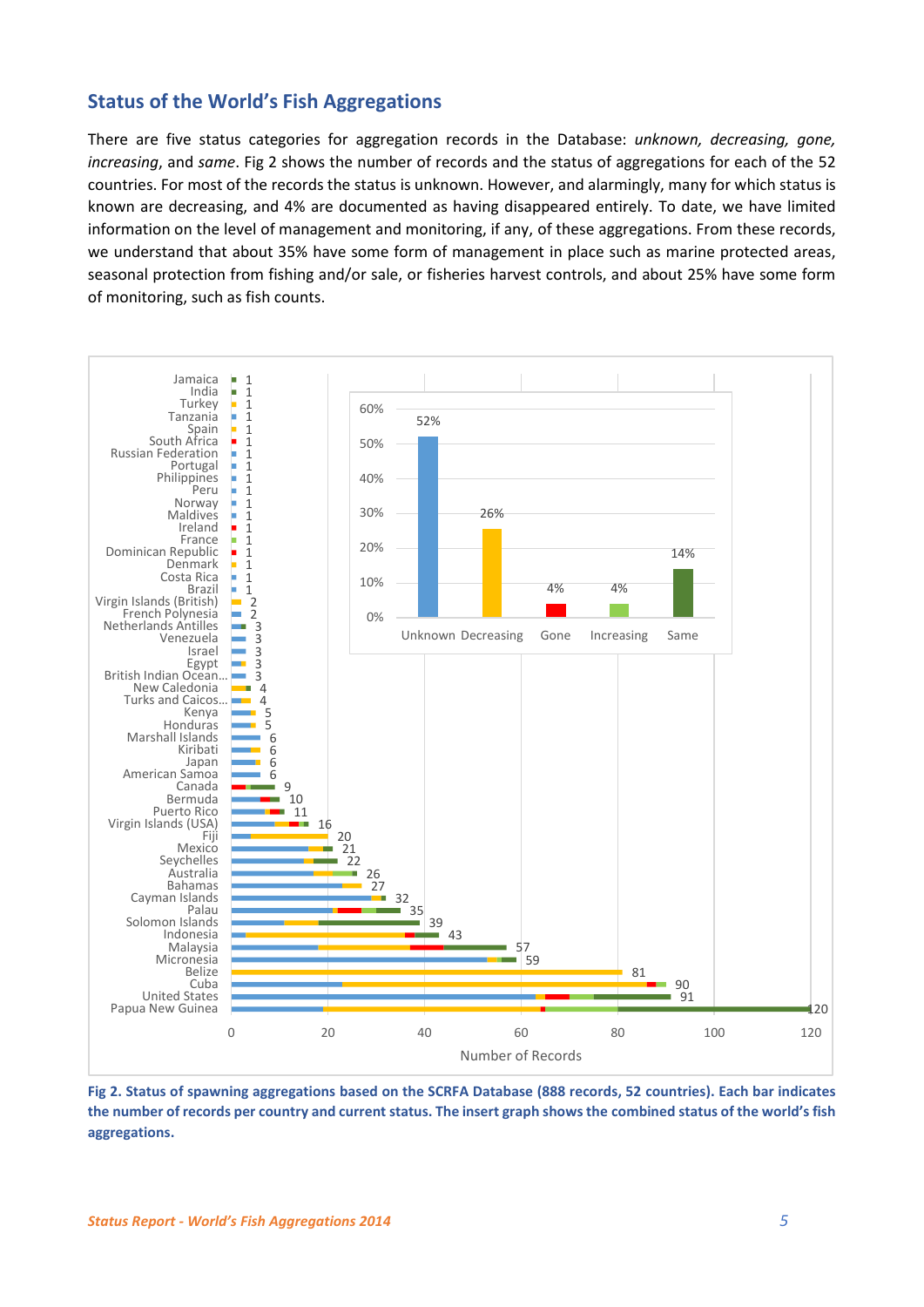## Status of the World's Fish Aggregations

There are five status categories for aggregation records in the Database: *unknown, decreasing, gone, increasing*, and *same*. Fig 2 shows the number of records and the status of aggregations for each of the 52 countries. For most of the records the status is unknown. However, and alarmingly, many for which status is known are decreasing, and 4% are documented as having disappeared entirely. To date, we have limited information on the level of management and monitoring, if any, of these aggregations. From these records, we understand that about 35% have some form of management in place such as marine protected areas, seasonal protection from fishing and/or sale, or fisheries harvest controls, and about 25% have some form of monitoring, such as fish counts.

**Fig 2. Status of spawning aggregations based on the SCRFA Database (888 records, 52 countries). Each bar indicates the number of records per country and current status. The insert graph shows the combined status of the world's fish aggregations.**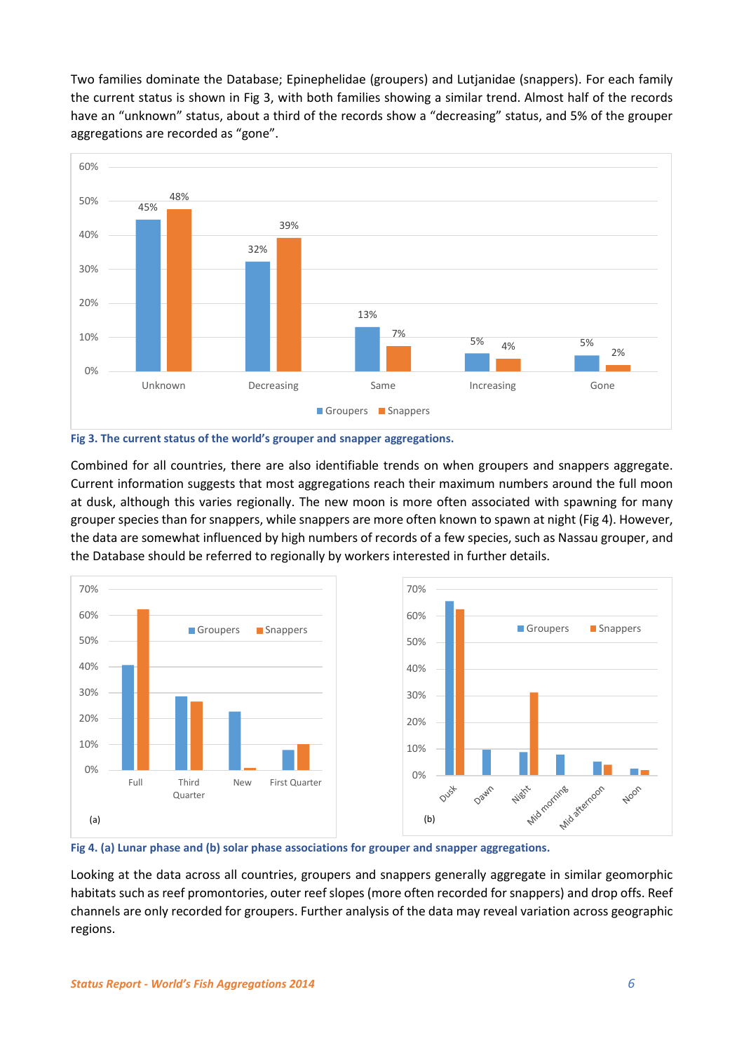Two families dominate the Database; Epinephelidae (groupers) and Lutjanidae (snappers). For each family the current status is shown in Fig 3, with both families showing a similar trend. Almost half of the records have an "unknown" status, about a third of the records show a "decreasing" status, and 5% of the grouper aggregations are recorded as "gone".

| | Groupers | Snappers |
|---|---|---|
| Unknown | 45% | 48% |
| Decreasing | 32% | 39% |
| Same | 13% | 7% |
| Increasing | 5% | 4% |
| Gone | 5% | 2% |

**Fig 3. The current status of the world's grouper and snapper aggregations.**

Combined for all countries, there are also identifiable trends on when groupers and snappers aggregate. Current information suggests that most aggregations reach their maximum numbers around the full moon at dusk, although this varies regionally. The new moon is more often associated with spawning for many grouper species than for snappers, while snappers are more often known to spawn at night (Fig 4). However, the data are somewhat influenced by high numbers of records of a few species, such as Nassau grouper, and the Database should be referred to regionally by workers interested in further details.

**Fig 4. (a) Lunar phase and (b) solar phase associations for grouper and snapper aggregations.**

Looking at the data across all countries, groupers and snappers generally aggregate in similar geomorphic habitats such as reef promontories, outer reef slopes (more often recorded for snappers) and drop offs. Reef channels are only recorded for groupers. Further analysis of the data may reveal variation across geographic regions.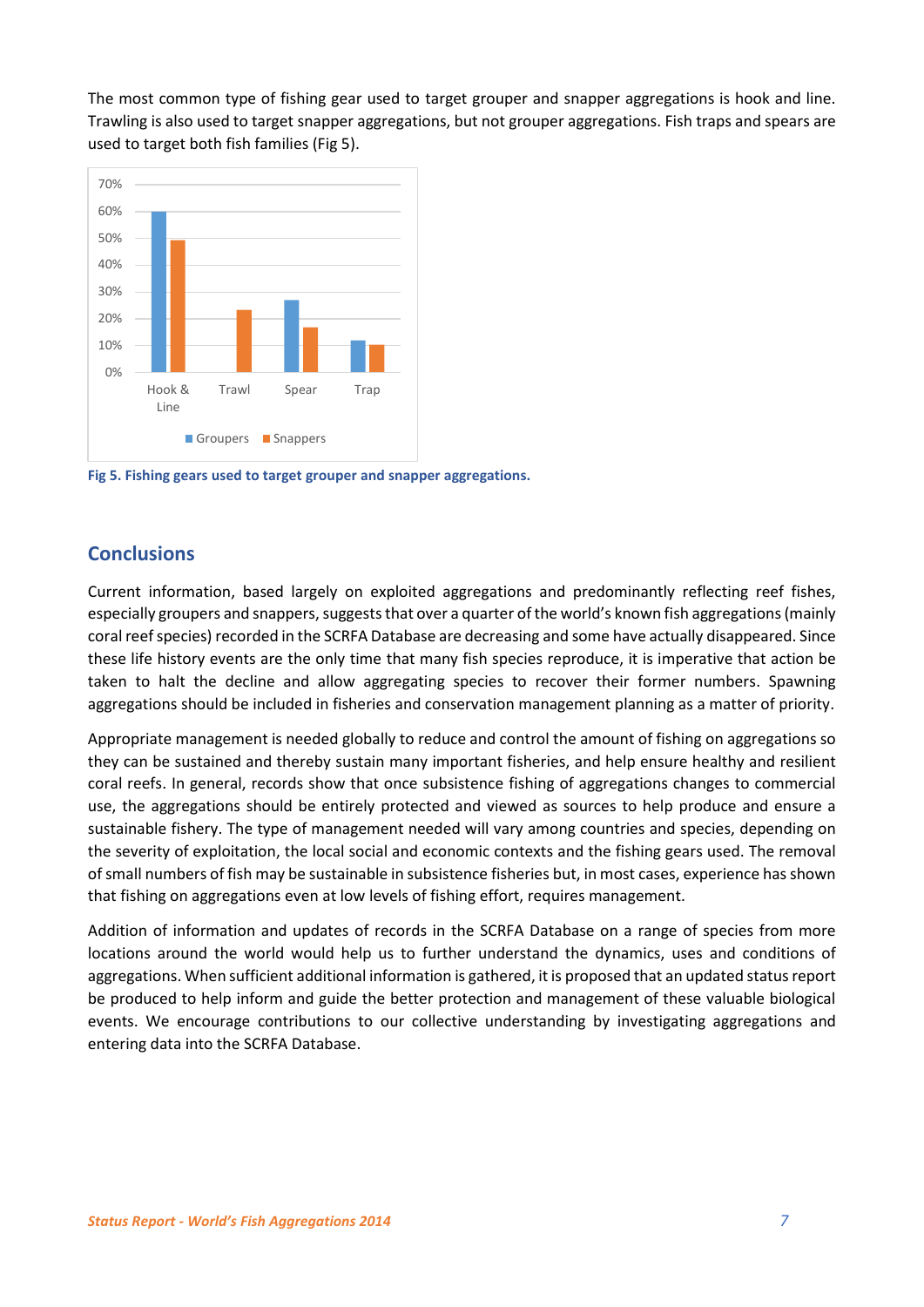The most common type of fishing gear used to target grouper and snapper aggregations is hook and line. Trawling is also used to target snapper aggregations, but not grouper aggregations. Fish traps and spears are used to target both fish families (Fig 5).

Fig 5. Fishing gears used to target grouper and snapper aggregations.

## Conclusions

Current information, based largely on exploited aggregations and predominantly reflecting reef fishes, especially groupers and snappers, suggests that over a quarter of the world's known fish aggregations (mainly coral reef species) recorded in the SCRFA Database are decreasing and some have actually disappeared. Since these life history events are the only time that many fish species reproduce, it is imperative that action be taken to halt the decline and allow aggregating species to recover their former numbers. Spawning aggregations should be included in fisheries and conservation management planning as a matter of priority.

Appropriate management is needed globally to reduce and control the amount of fishing on aggregations so they can be sustained and thereby sustain many important fisheries, and help ensure healthy and resilient coral reefs. In general, records show that once subsistence fishing of aggregations changes to commercial use, the aggregations should be entirely protected and viewed as sources to help produce and ensure a sustainable fishery. The type of management needed will vary among countries and species, depending on the severity of exploitation, the local social and economic contexts and the fishing gears used. The removal of small numbers of fish may be sustainable in subsistence fisheries but, in most cases, experience has shown that fishing on aggregations even at low levels of fishing effort, requires management.

Addition of information and updates of records in the SCRFA Database on a range of species from more locations around the world would help us to further understand the dynamics, uses and conditions of aggregations. When sufficient additional information is gathered, it is proposed that an updated status report be produced to help inform and guide the better protection and management of these valuable biological events. We encourage contributions to our collective understanding by investigating aggregations and entering data into the SCRFA Database.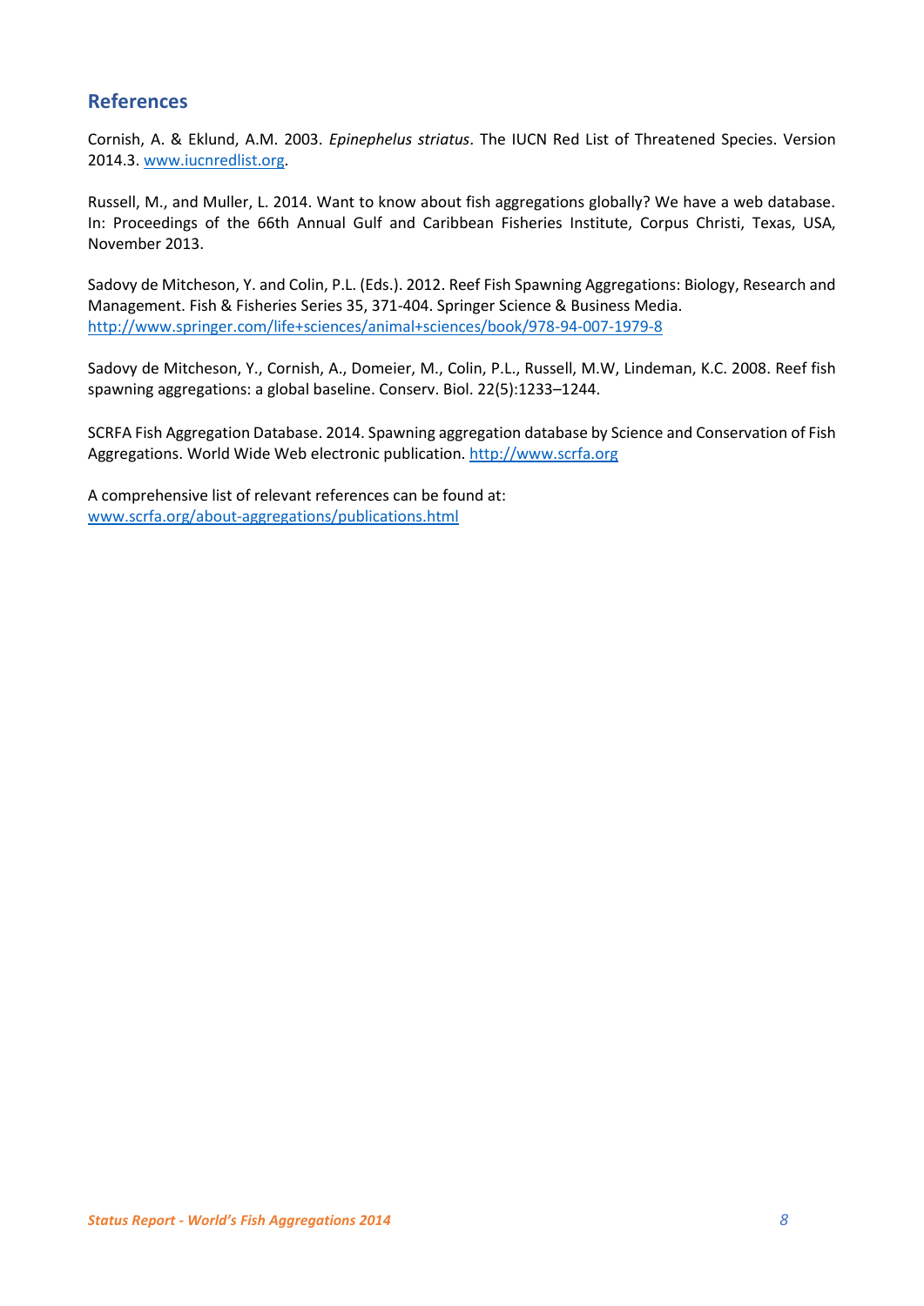## References

Cornish, A. & Eklund, A.M. 2003. *Epinephelus striatus*. The IUCN Red List of Threatened Species. Version 2014.3. www.iucnredlist.org.

Russell, M., and Muller, L. 2014. Want to know about fish aggregations globally? We have a web database. In: Proceedings of the 66th Annual Gulf and Caribbean Fisheries Institute, Corpus Christi, Texas, USA, November 2013.

Sadovy de Mitcheson, Y. and Colin, P.L. (Eds.). 2012. Reef Fish Spawning Aggregations: Biology, Research and Management. Fish & Fisheries Series 35, 371-404. Springer Science & Business Media. http://www.springer.com/life+sciences/animal+sciences/book/978-94-007-1979-8

Sadovy de Mitcheson, Y., Cornish, A., Domeier, M., Colin, P.L., Russell, M.W, Lindeman, K.C. 2008. Reef fish spawning aggregations: a global baseline. Conserv. Biol. 22(5):1233–1244.

SCRFA Fish Aggregation Database. 2014. Spawning aggregation database by Science and Conservation of Fish Aggregations. World Wide Web electronic publication. http://www.scrfa.org

A comprehensive list of relevant references can be found at:
www.scrfa.org/about-aggregations/publications.html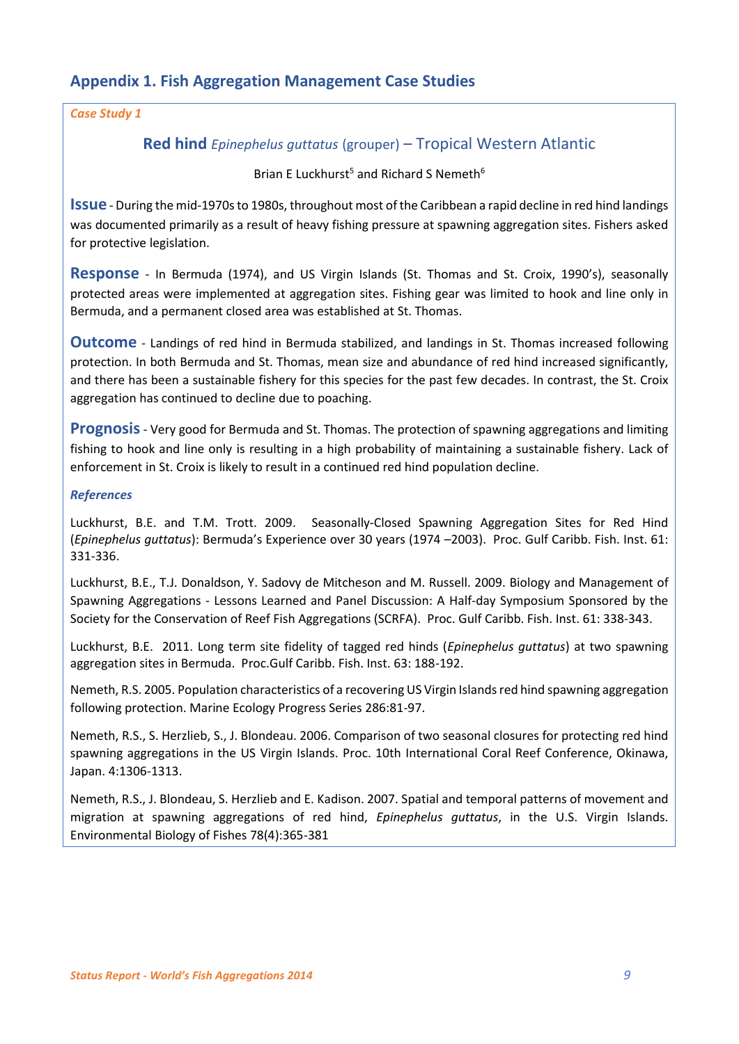## Appendix 1. Fish Aggregation Management Case Studies

*Case Study 1*

### Red hind *Epinephelus guttatus* (grouper) – Tropical Western Atlantic

Brian E Luckhurst[5] and Richard S Nemeth[6]

**Issue** - During the mid-1970s to 1980s, throughout most of the Caribbean a rapid decline in red hind landings was documented primarily as a result of heavy fishing pressure at spawning aggregation sites. Fishers asked for protective legislation.

**Response** - In Bermuda (1974), and US Virgin Islands (St. Thomas and St. Croix, 1990's), seasonally protected areas were implemented at aggregation sites. Fishing gear was limited to hook and line only in Bermuda, and a permanent closed area was established at St. Thomas.

**Outcome** - Landings of red hind in Bermuda stabilized, and landings in St. Thomas increased following protection. In both Bermuda and St. Thomas, mean size and abundance of red hind increased significantly, and there has been a sustainable fishery for this species for the past few decades. In contrast, the St. Croix aggregation has continued to decline due to poaching.

**Prognosis** - Very good for Bermuda and St. Thomas. The protection of spawning aggregations and limiting fishing to hook and line only is resulting in a high probability of maintaining a sustainable fishery. Lack of enforcement in St. Croix is likely to result in a continued red hind population decline.

*References*

Luckhurst, B.E. and T.M. Trott. 2009. Seasonally-Closed Spawning Aggregation Sites for Red Hind (*Epinephelus guttatus*): Bermuda's Experience over 30 years (1974 –2003). Proc. Gulf Caribb. Fish. Inst. 61: 331-336.

Luckhurst, B.E., T.J. Donaldson, Y. Sadovy de Mitcheson and M. Russell. 2009. Biology and Management of Spawning Aggregations - Lessons Learned and Panel Discussion: A Half-day Symposium Sponsored by the Society for the Conservation of Reef Fish Aggregations (SCRFA). Proc. Gulf Caribb. Fish. Inst. 61: 338-343.

Luckhurst, B.E. 2011. Long term site fidelity of tagged red hinds (*Epinephelus guttatus*) at two spawning aggregation sites in Bermuda. Proc.Gulf Caribb. Fish. Inst. 63: 188-192.

Nemeth, R.S. 2005. Population characteristics of a recovering US Virgin Islands red hind spawning aggregation following protection. Marine Ecology Progress Series 286:81-97.

Nemeth, R.S., S. Herzlieb, S., J. Blondeau. 2006. Comparison of two seasonal closures for protecting red hind spawning aggregations in the US Virgin Islands. Proc. 10th International Coral Reef Conference, Okinawa, Japan. 4:1306-1313.

Nemeth, R.S., J. Blondeau, S. Herzlieb and E. Kadison. 2007. Spatial and temporal patterns of movement and migration at spawning aggregations of red hind, *Epinephelus guttatus*, in the U.S. Virgin Islands. Environmental Biology of Fishes 78(4):365-381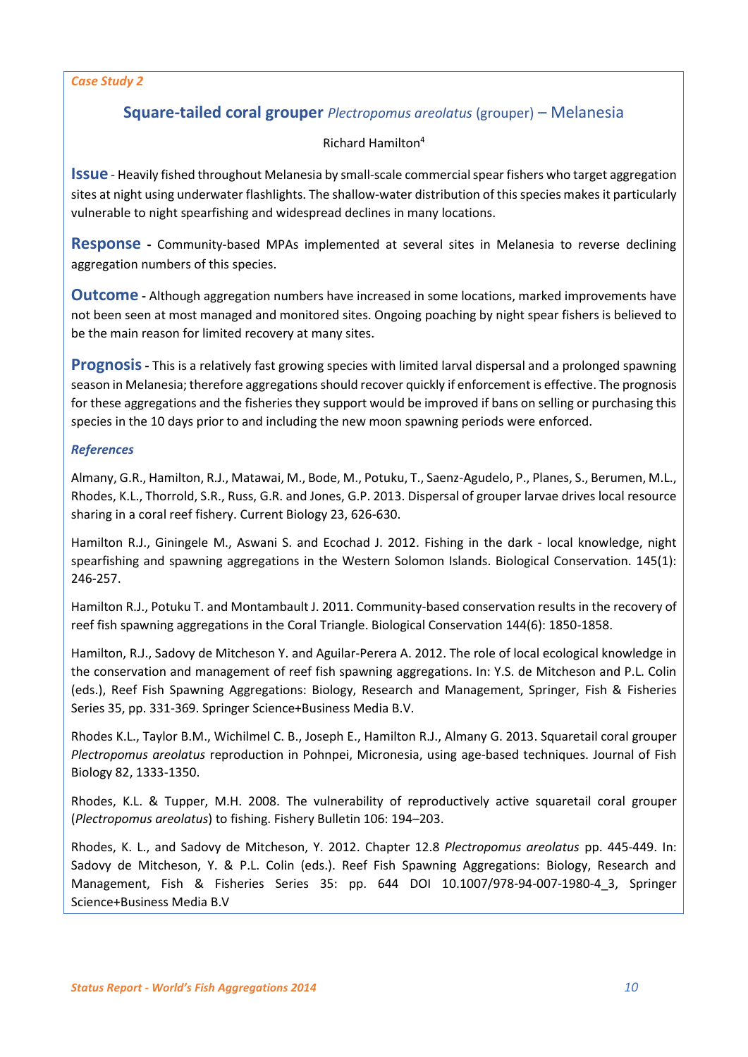*Case Study 2*

## Square-tailed coral grouper *Plectropomus areolatus* (grouper) – Melanesia

Richard Hamilton[4]

**Issue** - Heavily fished throughout Melanesia by small-scale commercial spear fishers who target aggregation sites at night using underwater flashlights. The shallow-water distribution of this species makes it particularly vulnerable to night spearfishing and widespread declines in many locations.

**Response** - Community-based MPAs implemented at several sites in Melanesia to reverse declining aggregation numbers of this species.

**Outcome** - Although aggregation numbers have increased in some locations, marked improvements have not been seen at most managed and monitored sites. Ongoing poaching by night spear fishers is believed to be the main reason for limited recovery at many sites.

**Prognosis** - This is a relatively fast growing species with limited larval dispersal and a prolonged spawning season in Melanesia; therefore aggregations should recover quickly if enforcement is effective. The prognosis for these aggregations and the fisheries they support would be improved if bans on selling or purchasing this species in the 10 days prior to and including the new moon spawning periods were enforced.

### *References*

Almany, G.R., Hamilton, R.J., Matawai, M., Bode, M., Potuku, T., Saenz-Agudelo, P., Planes, S., Berumen, M.L., Rhodes, K.L., Thorrold, S.R., Russ, G.R. and Jones, G.P. 2013. Dispersal of grouper larvae drives local resource sharing in a coral reef fishery. Current Biology 23, 626-630.

Hamilton R.J., Giningele M., Aswani S. and Ecochad J. 2012. Fishing in the dark - local knowledge, night spearfishing and spawning aggregations in the Western Solomon Islands. Biological Conservation. 145(1): 246-257.

Hamilton R.J., Potuku T. and Montambault J. 2011. Community-based conservation results in the recovery of reef fish spawning aggregations in the Coral Triangle. Biological Conservation 144(6): 1850-1858.

Hamilton, R.J., Sadovy de Mitcheson Y. and Aguilar-Perera A. 2012. The role of local ecological knowledge in the conservation and management of reef fish spawning aggregations. In: Y.S. de Mitcheson and P.L. Colin (eds.), Reef Fish Spawning Aggregations: Biology, Research and Management, Springer, Fish & Fisheries Series 35, pp. 331-369. Springer Science+Business Media B.V.

Rhodes K.L., Taylor B.M., Wichilmel C. B., Joseph E., Hamilton R.J., Almany G. 2013. Squaretail coral grouper *Plectropomus areolatus* reproduction in Pohnpei, Micronesia, using age-based techniques. Journal of Fish Biology 82, 1333-1350.

Rhodes, K.L. & Tupper, M.H. 2008. The vulnerability of reproductively active squaretail coral grouper (*Plectropomus areolatus*) to fishing. Fishery Bulletin 106: 194–203.

Rhodes, K. L., and Sadovy de Mitcheson, Y. 2012. Chapter 12.8 *Plectropomus areolatus* pp. 445-449. In: Sadovy de Mitcheson, Y. & P.L. Colin (eds.). Reef Fish Spawning Aggregations: Biology, Research and Management, Fish & Fisheries Series 35: pp. 644 DOI 10.1007/978-94-007-1980-4_3, Springer Science+Business Media B.V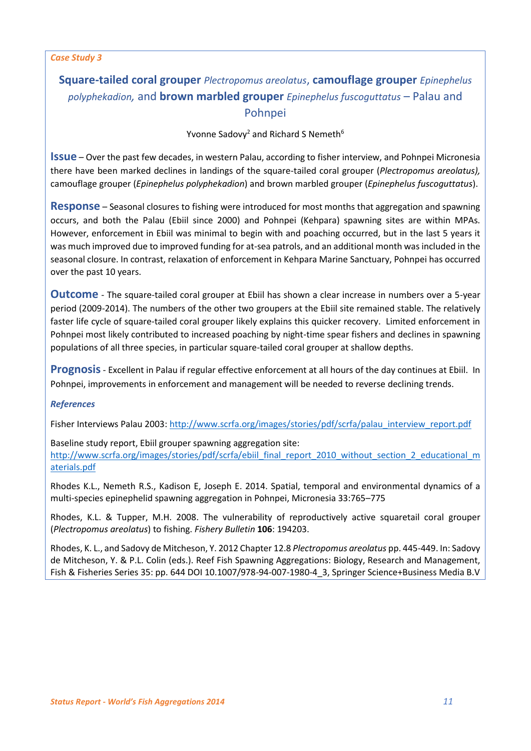*Case Study 3*

## **Square-tailed coral grouper** *Plectropomus areolatus*, **camouflage grouper** *Epinephelus polyphekadion,* and **brown marbled grouper** *Epinephelus fuscoguttatus* – Palau and Pohnpei

Yvonne Sadovy[2] and Richard S Nemeth[6]

**Issue** – Over the past few decades, in western Palau, according to fisher interview, and Pohnpei Micronesia there have been marked declines in landings of the square-tailed coral grouper (*Plectropomus areolatus),* camouflage grouper (*Epinephelus polyphekadion*) and brown marbled grouper (*Epinephelus fuscoguttatus*).

**Response** – Seasonal closures to fishing were introduced for most months that aggregation and spawning occurs, and both the Palau (Ebiil since 2000) and Pohnpei (Kehpara) spawning sites are within MPAs. However, enforcement in Ebiil was minimal to begin with and poaching occurred, but in the last 5 years it was much improved due to improved funding for at-sea patrols, and an additional month was included in the seasonal closure. In contrast, relaxation of enforcement in Kehpara Marine Sanctuary, Pohnpei has occurred over the past 10 years.

**Outcome** - The square-tailed coral grouper at Ebiil has shown a clear increase in numbers over a 5-year period (2009-2014). The numbers of the other two groupers at the Ebiil site remained stable. The relatively faster life cycle of square-tailed coral grouper likely explains this quicker recovery. Limited enforcement in Pohnpei most likely contributed to increased poaching by night-time spear fishers and declines in spawning populations of all three species, in particular square-tailed coral grouper at shallow depths.

**Prognosis** - Excellent in Palau if regular effective enforcement at all hours of the day continues at Ebiil. In Pohnpei, improvements in enforcement and management will be needed to reverse declining trends.

***References***

Fisher Interviews Palau 2003: http://www.scrfa.org/images/stories/pdf/scrfa/palau_interview_report.pdf

Baseline study report, Ebiil grouper spawning aggregation site:
http://www.scrfa.org/images/stories/pdf/scrfa/ebiil_final_report_2010_without_section_2_educational_materials.pdf

Rhodes K.L., Nemeth R.S., Kadison E, Joseph E. 2014. Spatial, temporal and environmental dynamics of a multi-species epinephelid spawning aggregation in Pohnpei, Micronesia 33:765–775

Rhodes, K.L. & Tupper, M.H. 2008. The vulnerability of reproductively active squaretail coral grouper (*Plectropomus areolatus*) to fishing. *Fishery Bulletin* **106**: 194203.

Rhodes, K. L., and Sadovy de Mitcheson, Y. 2012 Chapter 12.8 *Plectropomus areolatus* pp. 445-449. In: Sadovy de Mitcheson, Y. & P.L. Colin (eds.). Reef Fish Spawning Aggregations: Biology, Research and Management, Fish & Fisheries Series 35: pp. 644 DOI 10.1007/978-94-007-1980-4_3, Springer Science+Business Media B.V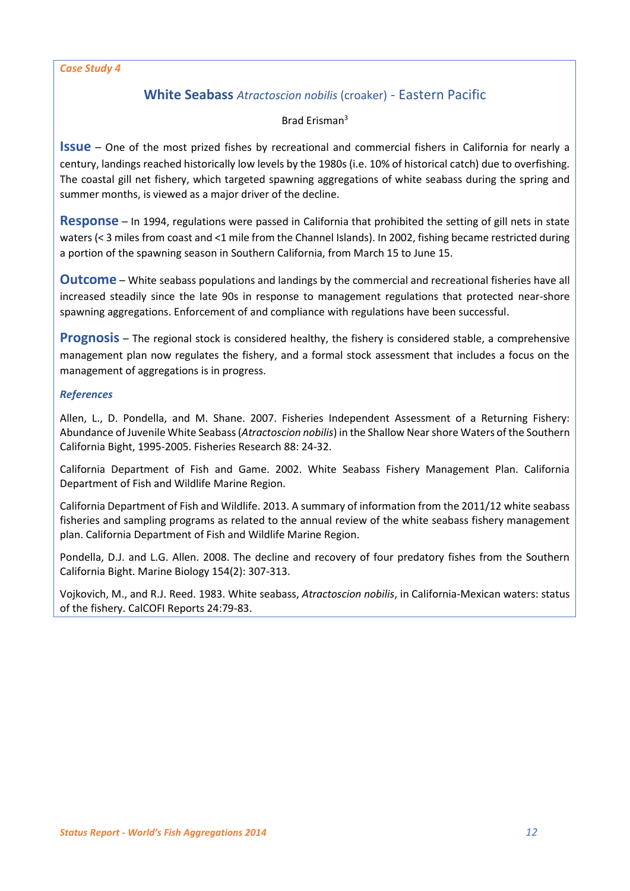*Case Study 4*

## White Seabass *Atractoscion nobilis* (croaker) - Eastern Pacific

Brad Erisman[3]

**Issue** – One of the most prized fishes by recreational and commercial fishers in California for nearly a century, landings reached historically low levels by the 1980s (i.e. 10% of historical catch) due to overfishing. The coastal gill net fishery, which targeted spawning aggregations of white seabass during the spring and summer months, is viewed as a major driver of the decline.

**Response** – In 1994, regulations were passed in California that prohibited the setting of gill nets in state waters (< 3 miles from coast and <1 mile from the Channel Islands). In 2002, fishing became restricted during a portion of the spawning season in Southern California, from March 15 to June 15.

**Outcome** – White seabass populations and landings by the commercial and recreational fisheries have all increased steadily since the late 90s in response to management regulations that protected near-shore spawning aggregations. Enforcement of and compliance with regulations have been successful.

**Prognosis** – The regional stock is considered healthy, the fishery is considered stable, a comprehensive management plan now regulates the fishery, and a formal stock assessment that includes a focus on the management of aggregations is in progress.

### *References*

Allen, L., D. Pondella, and M. Shane. 2007. Fisheries Independent Assessment of a Returning Fishery: Abundance of Juvenile White Seabass (*Atractoscion nobilis*) in the Shallow Near shore Waters of the Southern California Bight, 1995-2005. Fisheries Research 88: 24-32.

California Department of Fish and Game. 2002. White Seabass Fishery Management Plan. California Department of Fish and Wildlife Marine Region.

California Department of Fish and Wildlife. 2013. A summary of information from the 2011/12 white seabass fisheries and sampling programs as related to the annual review of the white seabass fishery management plan. California Department of Fish and Wildlife Marine Region.

Pondella, D.J. and L.G. Allen. 2008. The decline and recovery of four predatory fishes from the Southern California Bight. Marine Biology 154(2): 307-313.

Vojkovich, M., and R.J. Reed. 1983. White seabass, *Atractoscion nobilis*, in California-Mexican waters: status of the fishery. CalCOFI Reports 24:79-83.